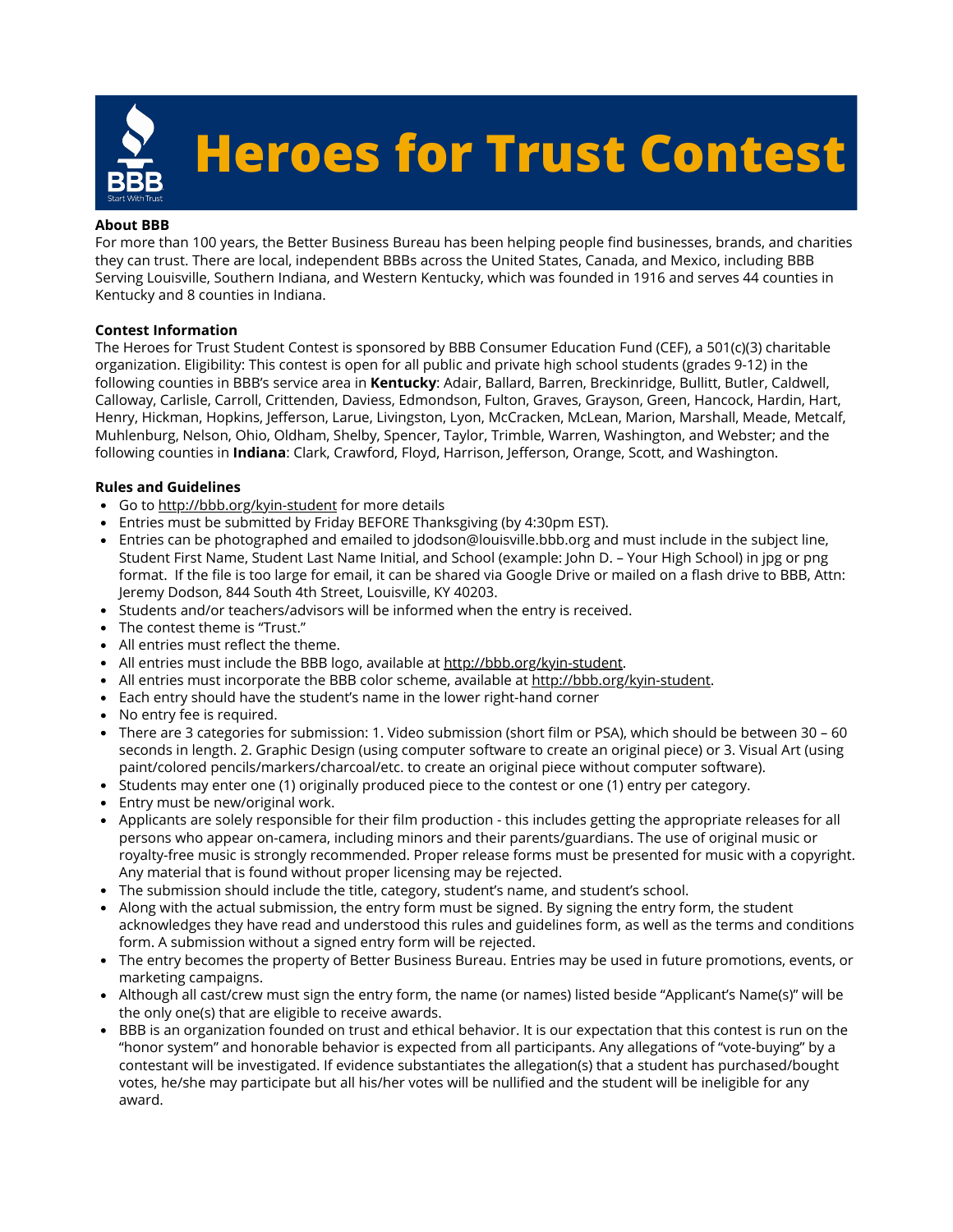# Heroes for Trust Contest

**About BBB**
For more than 100 years, the Better Business Bureau has been helping people find businesses, brands, and charities they can trust. There are local, independent BBBs across the United States, Canada, and Mexico, including BBB Serving Louisville, Southern Indiana, and Western Kentucky, which was founded in 1916 and serves 44 counties in Kentucky and 8 counties in Indiana.

**Contest Information**
The Heroes for Trust Student Contest is sponsored by BBB Consumer Education Fund (CEF), a 501(c)(3) charitable organization. Eligibility: This contest is open for all public and private high school students (grades 9-12) in the following counties in BBB's service area in **Kentucky**: Adair, Ballard, Barren, Breckinridge, Bullitt, Butler, Caldwell, Calloway, Carlisle, Carroll, Crittenden, Daviess, Edmondson, Fulton, Graves, Grayson, Green, Hancock, Hardin, Hart, Henry, Hickman, Hopkins, Jefferson, Larue, Livingston, Lyon, McCracken, McLean, Marion, Marshall, Meade, Metcalf, Muhlenburg, Nelson, Ohio, Oldham, Shelby, Spencer, Taylor, Trimble, Warren, Washington, and Webster; and the following counties in **Indiana**: Clark, Crawford, Floyd, Harrison, Jefferson, Orange, Scott, and Washington.

**Rules and Guidelines**

- Go to http://bbb.org/kyin-student for more details
- Entries must be submitted by Friday BEFORE Thanksgiving (by 4:30pm EST).
- Entries can be photographed and emailed to jdodson@louisville.bbb.org and must include in the subject line, Student First Name, Student Last Name Initial, and School (example: John D. – Your High School) in jpg or png format. If the file is too large for email, it can be shared via Google Drive or mailed on a flash drive to BBB, Attn: Jeremy Dodson, 844 South 4th Street, Louisville, KY 40203.
- Students and/or teachers/advisors will be informed when the entry is received.
- The contest theme is "Trust."
- All entries must reflect the theme.
- All entries must include the BBB logo, available at http://bbb.org/kyin-student.
- All entries must incorporate the BBB color scheme, available at http://bbb.org/kyin-student.
- Each entry should have the student's name in the lower right-hand corner
- No entry fee is required.
- There are 3 categories for submission: 1. Video submission (short film or PSA), which should be between 30 – 60 seconds in length. 2. Graphic Design (using computer software to create an original piece) or 3. Visual Art (using paint/colored pencils/markers/charcoal/etc. to create an original piece without computer software).
- Students may enter one (1) originally produced piece to the contest or one (1) entry per category.
- Entry must be new/original work.
- Applicants are solely responsible for their film production - this includes getting the appropriate releases for all persons who appear on-camera, including minors and their parents/guardians. The use of original music or royalty-free music is strongly recommended. Proper release forms must be presented for music with a copyright. Any material that is found without proper licensing may be rejected.
- The submission should include the title, category, student's name, and student's school.
- Along with the actual submission, the entry form must be signed. By signing the entry form, the student acknowledges they have read and understood this rules and guidelines form, as well as the terms and conditions form. A submission without a signed entry form will be rejected.
- The entry becomes the property of Better Business Bureau. Entries may be used in future promotions, events, or marketing campaigns.
- Although all cast/crew must sign the entry form, the name (or names) listed beside "Applicant's Name(s)" will be the only one(s) that are eligible to receive awards.
- BBB is an organization founded on trust and ethical behavior. It is our expectation that this contest is run on the "honor system" and honorable behavior is expected from all participants. Any allegations of "vote-buying" by a contestant will be investigated. If evidence substantiates the allegation(s) that a student has purchased/bought votes, he/she may participate but all his/her votes will be nullified and the student will be ineligible for any award.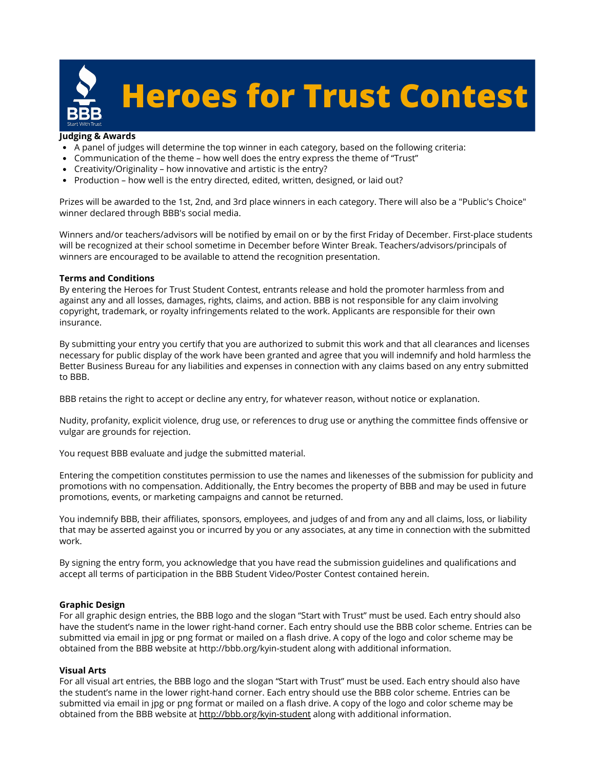# Heroes for Trust Contest

**Judging & Awards**

- A panel of judges will determine the top winner in each category, based on the following criteria:
- Communication of the theme – how well does the entry express the theme of "Trust"
- Creativity/Originality – how innovative and artistic is the entry?
- Production – how well is the entry directed, edited, written, designed, or laid out?

Prizes will be awarded to the 1st, 2nd, and 3rd place winners in each category. There will also be a "Public's Choice" winner declared through BBB's social media.

Winners and/or teachers/advisors will be notified by email on or by the first Friday of December. First-place students will be recognized at their school sometime in December before Winter Break. Teachers/advisors/principals of winners are encouraged to be available to attend the recognition presentation.

**Terms and Conditions**

By entering the Heroes for Trust Student Contest, entrants release and hold the promoter harmless from and against any and all losses, damages, rights, claims, and action. BBB is not responsible for any claim involving copyright, trademark, or royalty infringements related to the work. Applicants are responsible for their own insurance.

By submitting your entry you certify that you are authorized to submit this work and that all clearances and licenses necessary for public display of the work have been granted and agree that you will indemnify and hold harmless the Better Business Bureau for any liabilities and expenses in connection with any claims based on any entry submitted to BBB.

BBB retains the right to accept or decline any entry, for whatever reason, without notice or explanation.

Nudity, profanity, explicit violence, drug use, or references to drug use or anything the committee finds offensive or vulgar are grounds for rejection.

You request BBB evaluate and judge the submitted material.

Entering the competition constitutes permission to use the names and likenesses of the submission for publicity and promotions with no compensation. Additionally, the Entry becomes the property of BBB and may be used in future promotions, events, or marketing campaigns and cannot be returned.

You indemnify BBB, their affiliates, sponsors, employees, and judges of and from any and all claims, loss, or liability that may be asserted against you or incurred by you or any associates, at any time in connection with the submitted work.

By signing the entry form, you acknowledge that you have read the submission guidelines and qualifications and accept all terms of participation in the BBB Student Video/Poster Contest contained herein.

**Graphic Design**

For all graphic design entries, the BBB logo and the slogan "Start with Trust" must be used. Each entry should also have the student's name in the lower right-hand corner. Each entry should use the BBB color scheme. Entries can be submitted via email in jpg or png format or mailed on a flash drive. A copy of the logo and color scheme may be obtained from the BBB website at http://bbb.org/kyin-student along with additional information.

**Visual Arts**

For all visual art entries, the BBB logo and the slogan "Start with Trust" must be used. Each entry should also have the student's name in the lower right-hand corner. Each entry should use the BBB color scheme. Entries can be submitted via email in jpg or png format or mailed on a flash drive. A copy of the logo and color scheme may be obtained from the BBB website at http://bbb.org/kyin-student along with additional information.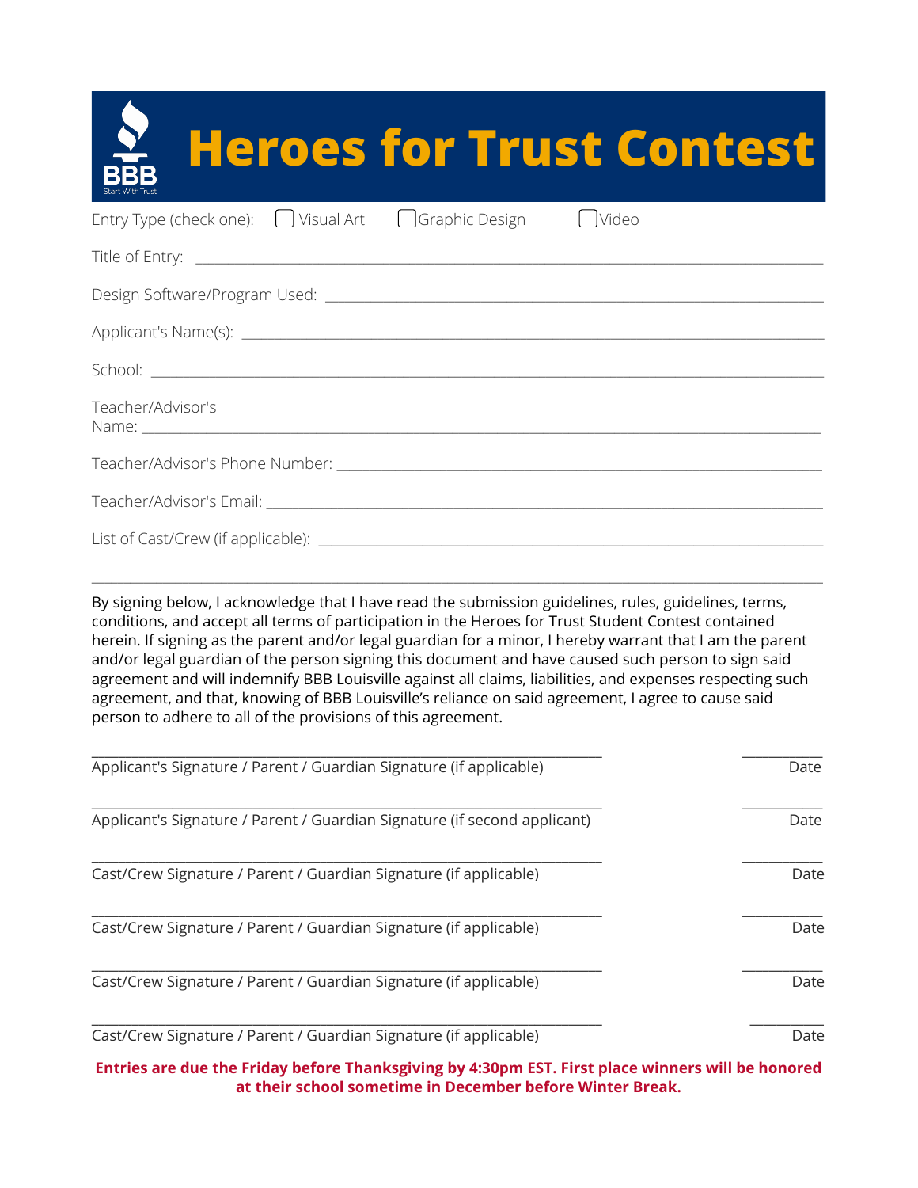# Heroes for Trust Contest

Entry Type (check one): ☐ Visual Art ☐ Graphic Design ☐ Video

Title of Entry: ____________________________________________

Design Software/Program Used: ____________________________________________

Applicant's Name(s): ____________________________________________

School: ____________________________________________

Teacher/Advisor's Name: ____________________________________________

Teacher/Advisor's Phone Number: ____________________________________________

Teacher/Advisor's Email: ____________________________________________

List of Cast/Crew (if applicable): ____________________________________________

____________________________________________

By signing below, I acknowledge that I have read the submission guidelines, rules, guidelines, terms, conditions, and accept all terms of participation in the Heroes for Trust Student Contest contained herein. If signing as the parent and/or legal guardian for a minor, I hereby warrant that I am the parent and/or legal guardian of the person signing this document and have caused such person to sign said agreement and will indemnify BBB Louisville against all claims, liabilities, and expenses respecting such agreement, and that, knowing of BBB Louisville's reliance on said agreement, I agree to cause said person to adhere to all of the provisions of this agreement.

____________________________________________ ____________

Applicant's Signature / Parent / Guardian Signature (if applicable) Date

____________________________________________ ____________

Applicant's Signature / Parent / Guardian Signature (if second applicant) Date

____________________________________________ ____________

Cast/Crew Signature / Parent / Guardian Signature (if applicable) Date

____________________________________________ ____________

Cast/Crew Signature / Parent / Guardian Signature (if applicable) Date

____________________________________________ ____________

Cast/Crew Signature / Parent / Guardian Signature (if applicable) Date

____________________________________________ ____________

Cast/Crew Signature / Parent / Guardian Signature (if applicable) Date

**Entries are due the Friday before Thanksgiving by 4:30pm EST. First place winners will be honored at their school sometime in December before Winter Break.**